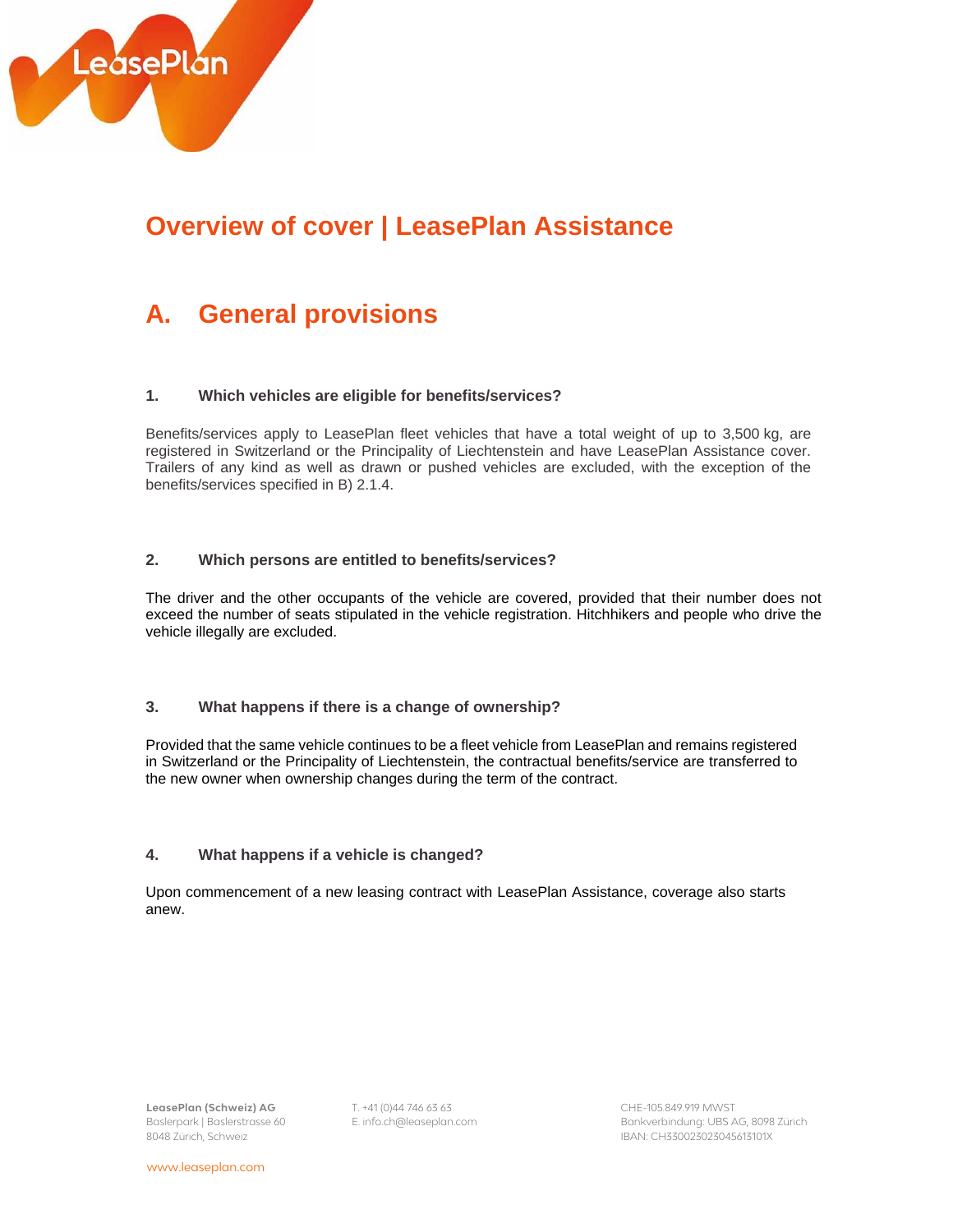# Overview of cover | LeasePlan Assistance

## A. General provisions

### 1. Which vehicles are eligible for benefits/services?

Benefits/services apply to LeasePlan fleet vehicles that have a total weight of up to 3,500 kg, are registered in Switzerland or the Principality of Liechtenstein and have LeasePlan Assistance cover. Trailers of any kind as well as drawn or pushed vehicles are excluded, with the exception of the benefits/services specified in B) 2.1.4.

### 2. Which persons are entitled to benefits/services?

The driver and the other occupants of the vehicle are covered, provided that their number does not exceed the number of seats stipulated in the vehicle registration. Hitchhikers and people who drive the vehicle illegally are excluded.

### 3. What happens if there is a change of ownership?

Provided that the same vehicle continues to be a fleet vehicle from LeasePlan and remains registered in Switzerland or the Principality of Liechtenstein, the contractual benefits/service are transferred to the new owner when ownership changes during the term of the contract.

### 4. What happens if a vehicle is changed?

Upon commencement of a new leasing contract with LeasePlan Assistance, coverage also starts anew.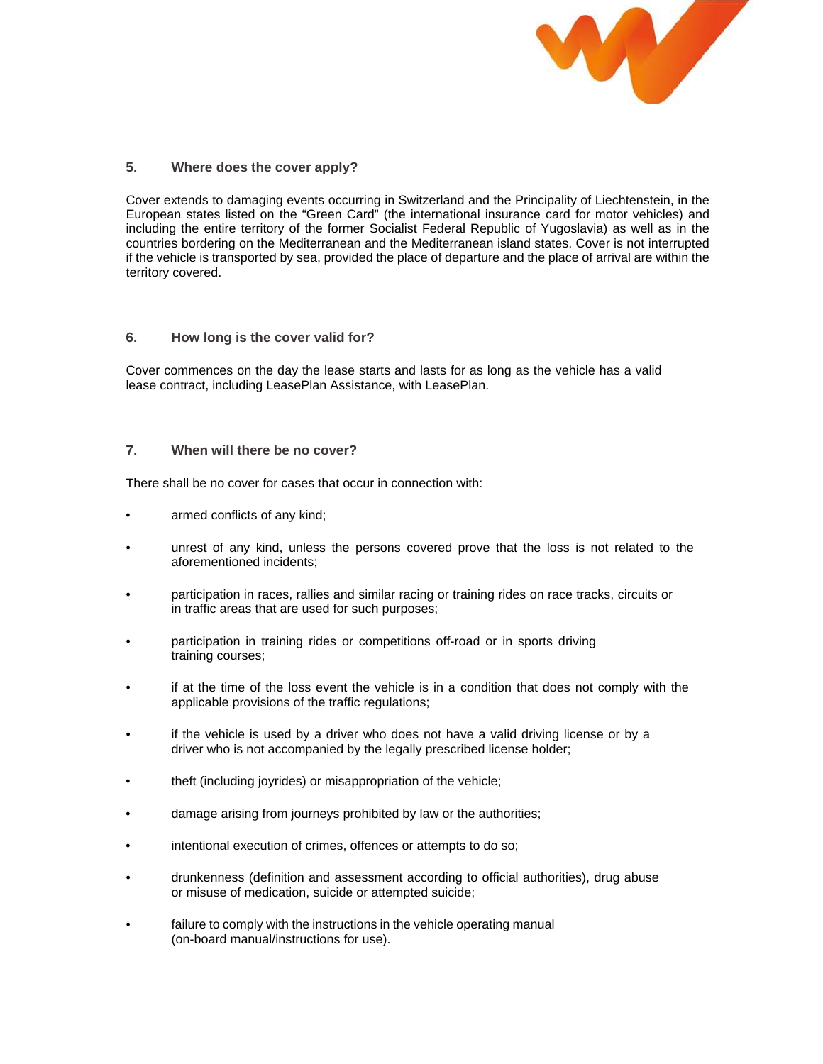## 5. Where does the cover apply?

Cover extends to damaging events occurring in Switzerland and the Principality of Liechtenstein, in the European states listed on the “Green Card” (the international insurance card for motor vehicles) and including the entire territory of the former Socialist Federal Republic of Yugoslavia) as well as in the countries bordering on the Mediterranean and the Mediterranean island states. Cover is not interrupted if the vehicle is transported by sea, provided the place of departure and the place of arrival are within the territory covered.

## 6. How long is the cover valid for?

Cover commences on the day the lease starts and lasts for as long as the vehicle has a valid lease contract, including LeasePlan Assistance, with LeasePlan.

## 7. When will there be no cover?

There shall be no cover for cases that occur in connection with:

- armed conflicts of any kind;
- unrest of any kind, unless the persons covered prove that the loss is not related to the aforementioned incidents;
- participation in races, rallies and similar racing or training rides on race tracks, circuits or in traffic areas that are used for such purposes;
- participation in training rides or competitions off-road or in sports driving training courses;
- if at the time of the loss event the vehicle is in a condition that does not comply with the applicable provisions of the traffic regulations;
- if the vehicle is used by a driver who does not have a valid driving license or by a driver who is not accompanied by the legally prescribed license holder;
- theft (including joyrides) or misappropriation of the vehicle;
- damage arising from journeys prohibited by law or the authorities;
- intentional execution of crimes, offences or attempts to do so;
- drunkenness (definition and assessment according to official authorities), drug abuse or misuse of medication, suicide or attempted suicide;
- failure to comply with the instructions in the vehicle operating manual (on-board manual/instructions for use).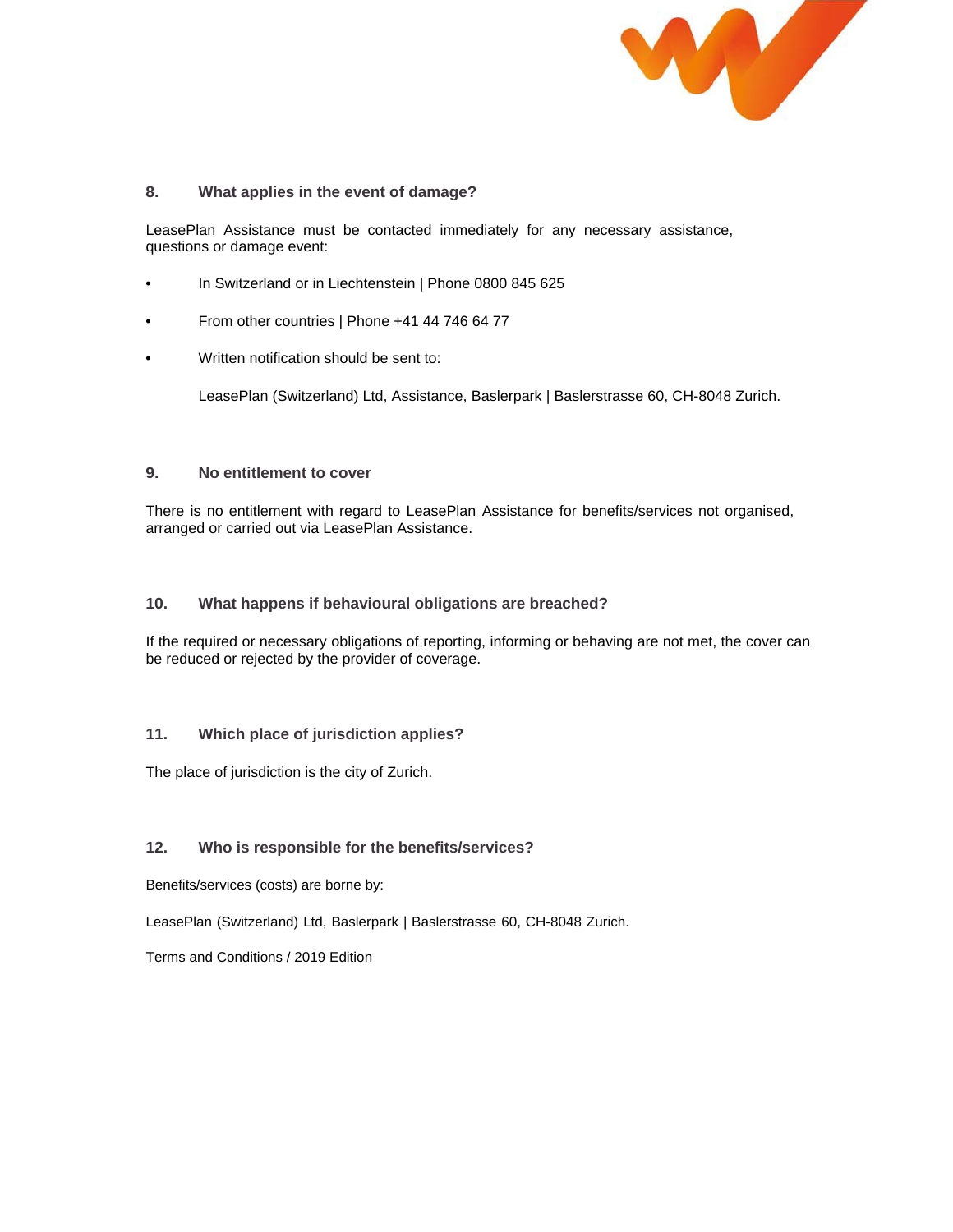## 8. What applies in the event of damage?

LeasePlan Assistance must be contacted immediately for any necessary assistance, questions or damage event:

- In Switzerland or in Liechtenstein | Phone 0800 845 625
- From other countries | Phone +41 44 746 64 77
- Written notification should be sent to:

  LeasePlan (Switzerland) Ltd, Assistance, Baslerpark | Baslerstrasse 60, CH-8048 Zurich.

## 9. No entitlement to cover

There is no entitlement with regard to LeasePlan Assistance for benefits/services not organised, arranged or carried out via LeasePlan Assistance.

## 10. What happens if behavioural obligations are breached?

If the required or necessary obligations of reporting, informing or behaving are not met, the cover can be reduced or rejected by the provider of coverage.

## 11. Which place of jurisdiction applies?

The place of jurisdiction is the city of Zurich.

## 12. Who is responsible for the benefits/services?

Benefits/services (costs) are borne by:

LeasePlan (Switzerland) Ltd, Baslerpark | Baslerstrasse 60, CH-8048 Zurich.

Terms and Conditions / 2019 Edition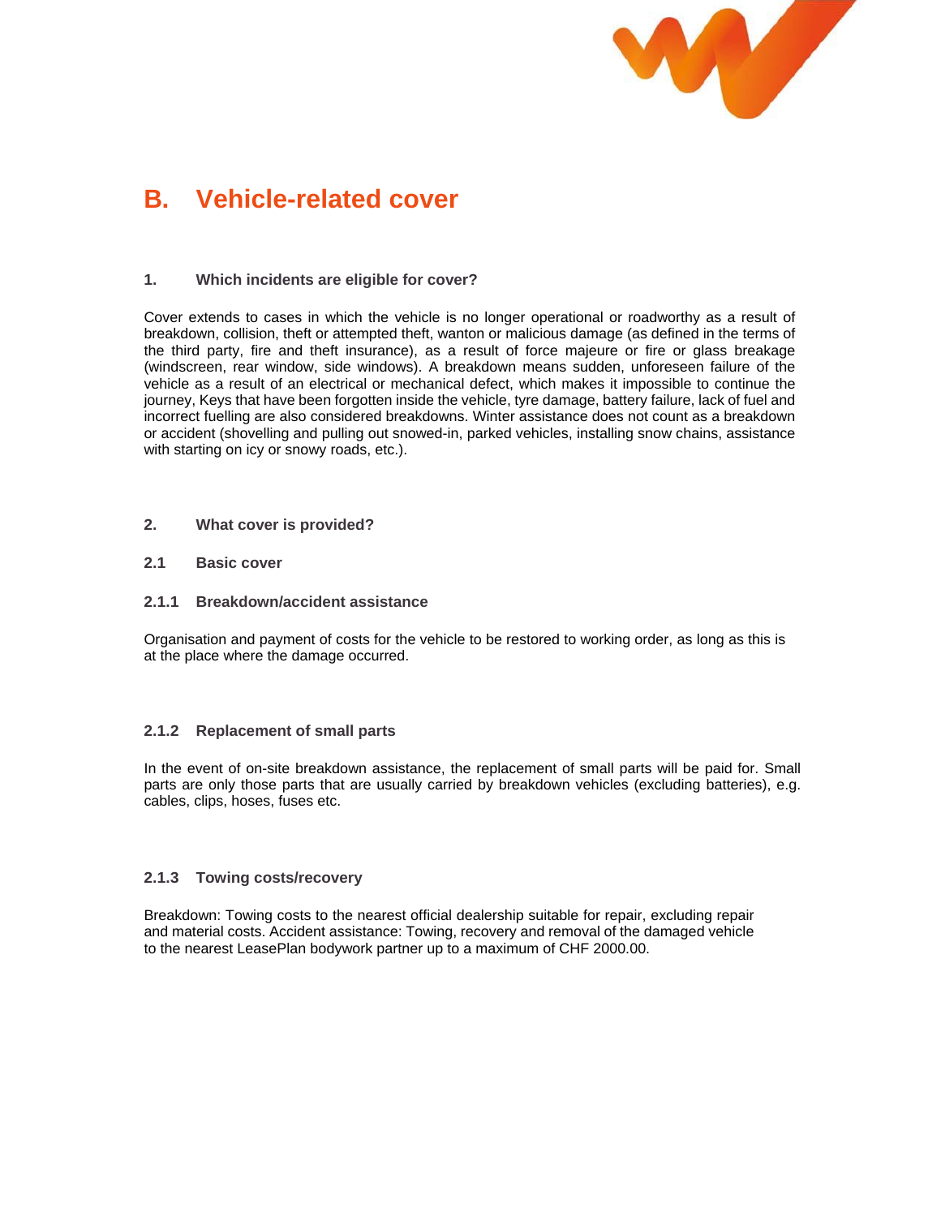# B. Vehicle-related cover

### 1. Which incidents are eligible for cover?

Cover extends to cases in which the vehicle is no longer operational or roadworthy as a result of breakdown, collision, theft or attempted theft, wanton or malicious damage (as defined in the terms of the third party, fire and theft insurance), as a result of force majeure or fire or glass breakage (windscreen, rear window, side windows). A breakdown means sudden, unforeseen failure of the vehicle as a result of an electrical or mechanical defect, which makes it impossible to continue the journey, Keys that have been forgotten inside the vehicle, tyre damage, battery failure, lack of fuel and incorrect fuelling are also considered breakdowns. Winter assistance does not count as a breakdown or accident (shovelling and pulling out snowed-in, parked vehicles, installing snow chains, assistance with starting on icy or snowy roads, etc.).

### 2. What cover is provided?

### 2.1 Basic cover

### 2.1.1 Breakdown/accident assistance

Organisation and payment of costs for the vehicle to be restored to working order, as long as this is at the place where the damage occurred.

### 2.1.2 Replacement of small parts

In the event of on-site breakdown assistance, the replacement of small parts will be paid for. Small parts are only those parts that are usually carried by breakdown vehicles (excluding batteries), e.g. cables, clips, hoses, fuses etc.

### 2.1.3 Towing costs/recovery

Breakdown: Towing costs to the nearest official dealership suitable for repair, excluding repair and material costs. Accident assistance: Towing, recovery and removal of the damaged vehicle to the nearest LeasePlan bodywork partner up to a maximum of CHF 2000.00.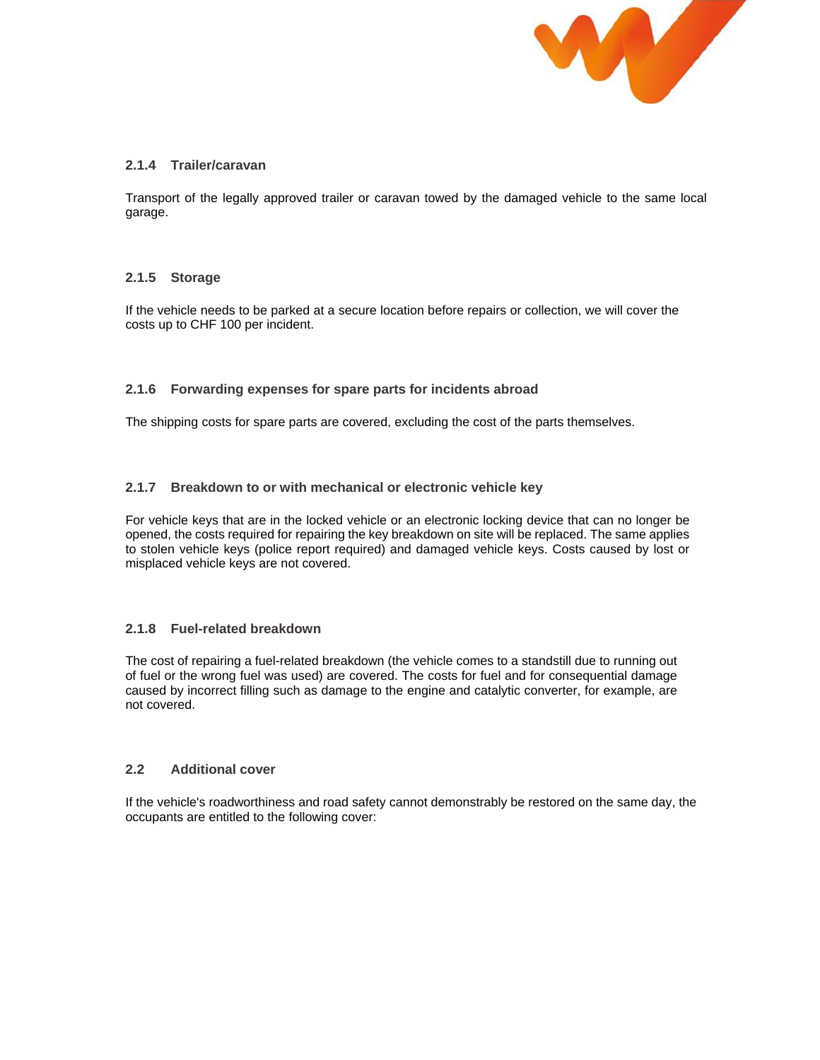#### 2.1.4 Trailer/caravan

Transport of the legally approved trailer or caravan towed by the damaged vehicle to the same local garage.

#### 2.1.5 Storage

If the vehicle needs to be parked at a secure location before repairs or collection, we will cover the costs up to CHF 100 per incident.

#### 2.1.6 Forwarding expenses for spare parts for incidents abroad

The shipping costs for spare parts are covered, excluding the cost of the parts themselves.

#### 2.1.7 Breakdown to or with mechanical or electronic vehicle key

For vehicle keys that are in the locked vehicle or an electronic locking device that can no longer be opened, the costs required for repairing the key breakdown on site will be replaced. The same applies to stolen vehicle keys (police report required) and damaged vehicle keys. Costs caused by lost or misplaced vehicle keys are not covered.

#### 2.1.8 Fuel-related breakdown

The cost of repairing a fuel-related breakdown (the vehicle comes to a standstill due to running out of fuel or the wrong fuel was used) are covered. The costs for fuel and for consequential damage caused by incorrect filling such as damage to the engine and catalytic converter, for example, are not covered.

### 2.2 Additional cover

If the vehicle's roadworthiness and road safety cannot demonstrably be restored on the same day, the occupants are entitled to the following cover: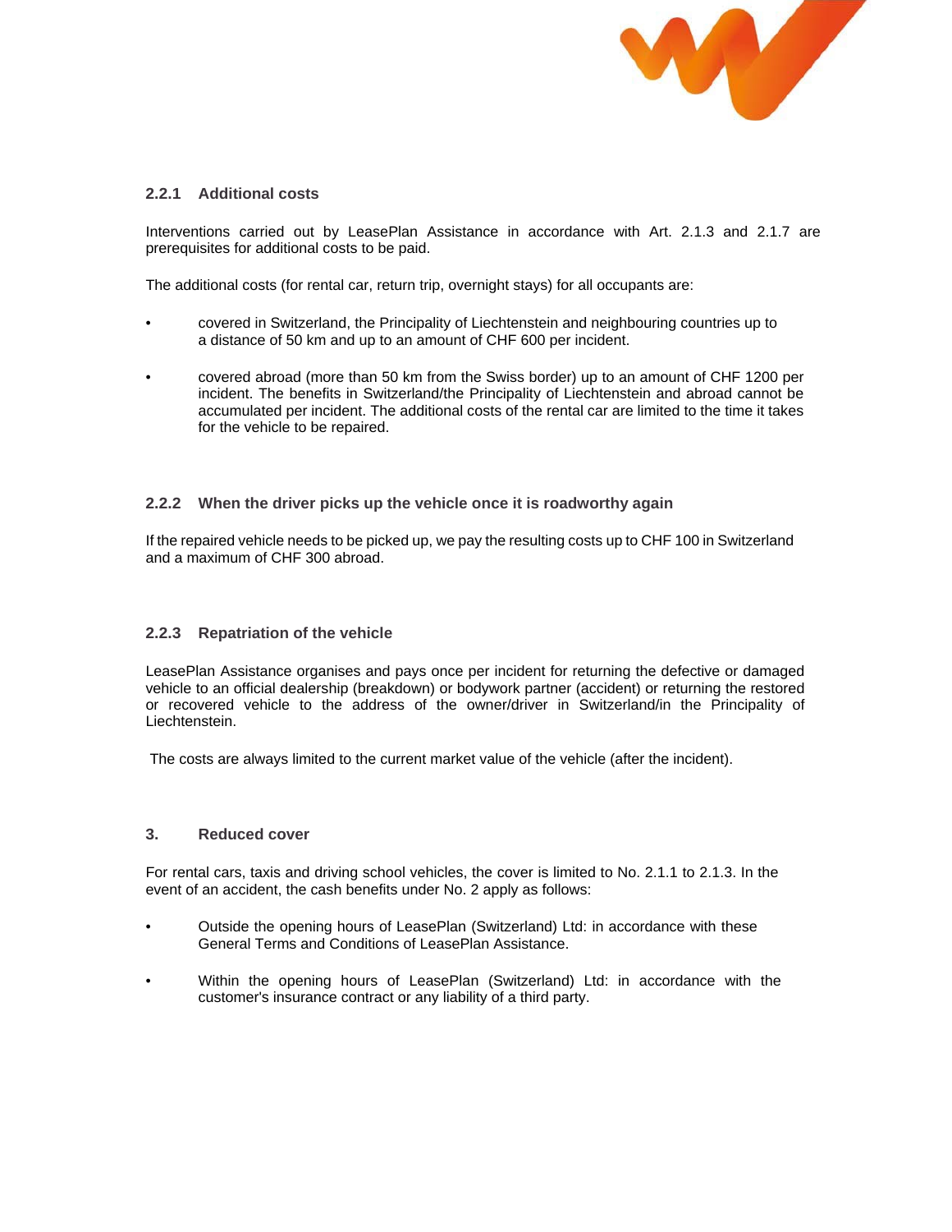### 2.2.1 Additional costs

Interventions carried out by LeasePlan Assistance in accordance with Art. 2.1.3 and 2.1.7 are prerequisites for additional costs to be paid.

The additional costs (for rental car, return trip, overnight stays) for all occupants are:

- covered in Switzerland, the Principality of Liechtenstein and neighbouring countries up to a distance of 50 km and up to an amount of CHF 600 per incident.
- covered abroad (more than 50 km from the Swiss border) up to an amount of CHF 1200 per incident. The benefits in Switzerland/the Principality of Liechtenstein and abroad cannot be accumulated per incident. The additional costs of the rental car are limited to the time it takes for the vehicle to be repaired.

### 2.2.2 When the driver picks up the vehicle once it is roadworthy again

If the repaired vehicle needs to be picked up, we pay the resulting costs up to CHF 100 in Switzerland and a maximum of CHF 300 abroad.

### 2.2.3 Repatriation of the vehicle

LeasePlan Assistance organises and pays once per incident for returning the defective or damaged vehicle to an official dealership (breakdown) or bodywork partner (accident) or returning the restored or recovered vehicle to the address of the owner/driver in Switzerland/in the Principality of Liechtenstein.

The costs are always limited to the current market value of the vehicle (after the incident).

## 3. Reduced cover

For rental cars, taxis and driving school vehicles, the cover is limited to No. 2.1.1 to 2.1.3. In the event of an accident, the cash benefits under No. 2 apply as follows:

- Outside the opening hours of LeasePlan (Switzerland) Ltd: in accordance with these General Terms and Conditions of LeasePlan Assistance.
- Within the opening hours of LeasePlan (Switzerland) Ltd: in accordance with the customer's insurance contract or any liability of a third party.